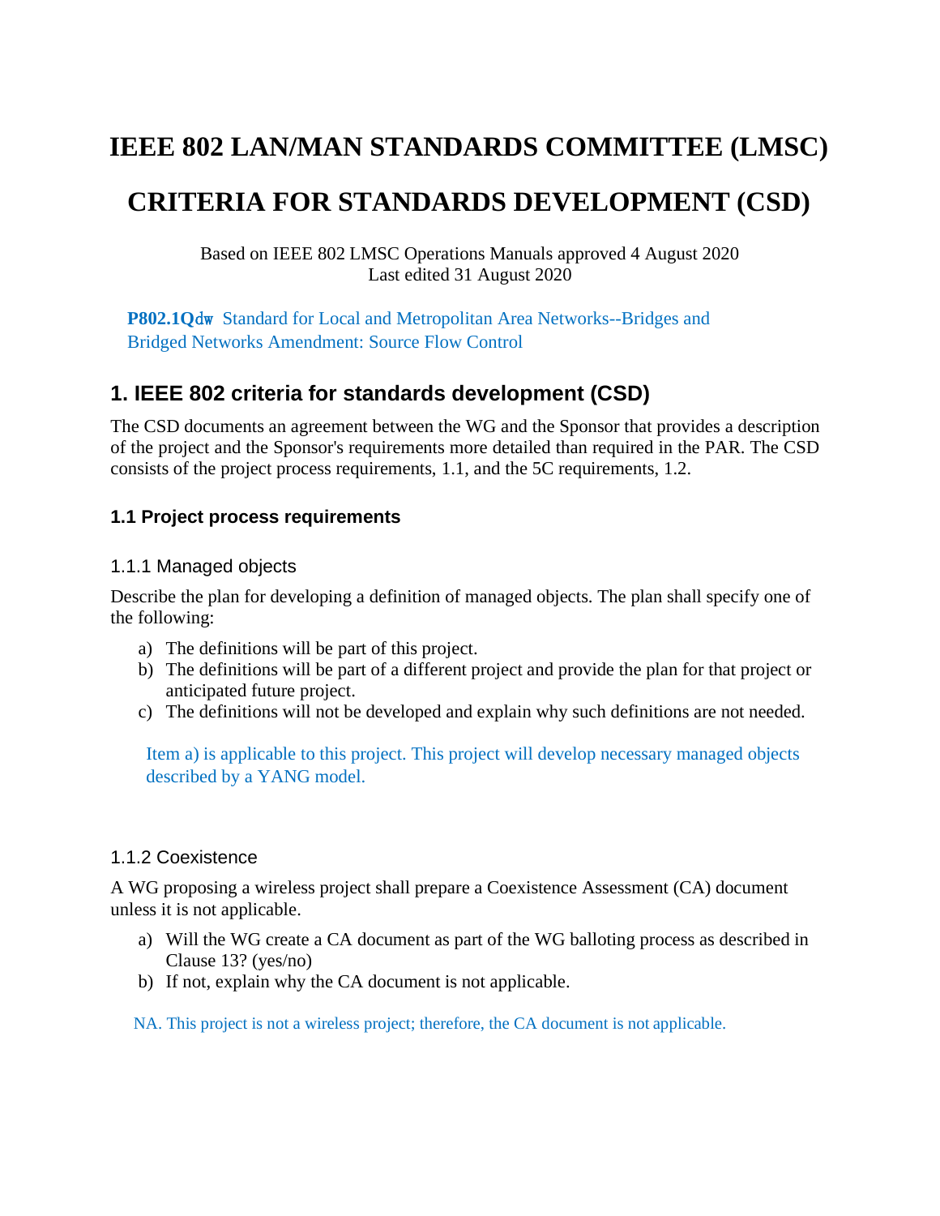# IEEE 802 LAN/MAN STANDARDS COMMITTEE (LMSC)

# CRITERIA FOR STANDARDS DEVELOPMENT (CSD)

Based on IEEE 802 LMSC Operations Manuals approved 4 August 2020
Last edited 31 August 2020

**P802.1Qdw** Standard for Local and Metropolitan Area Networks--Bridges and Bridged Networks Amendment: Source Flow Control

## 1. IEEE 802 criteria for standards development (CSD)

The CSD documents an agreement between the WG and the Sponsor that provides a description of the project and the Sponsor's requirements more detailed than required in the PAR. The CSD consists of the project process requirements, 1.1, and the 5C requirements, 1.2.

### 1.1 Project process requirements

#### 1.1.1 Managed objects

Describe the plan for developing a definition of managed objects. The plan shall specify one of the following:

a) The definitions will be part of this project.
b) The definitions will be part of a different project and provide the plan for that project or anticipated future project.
c) The definitions will not be developed and explain why such definitions are not needed.

Item a) is applicable to this project. This project will develop necessary managed objects described by a YANG model.

#### 1.1.2 Coexistence

A WG proposing a wireless project shall prepare a Coexistence Assessment (CA) document unless it is not applicable.

a) Will the WG create a CA document as part of the WG balloting process as described in Clause 13? (yes/no)
b) If not, explain why the CA document is not applicable.

NA. This project is not a wireless project; therefore, the CA document is not applicable.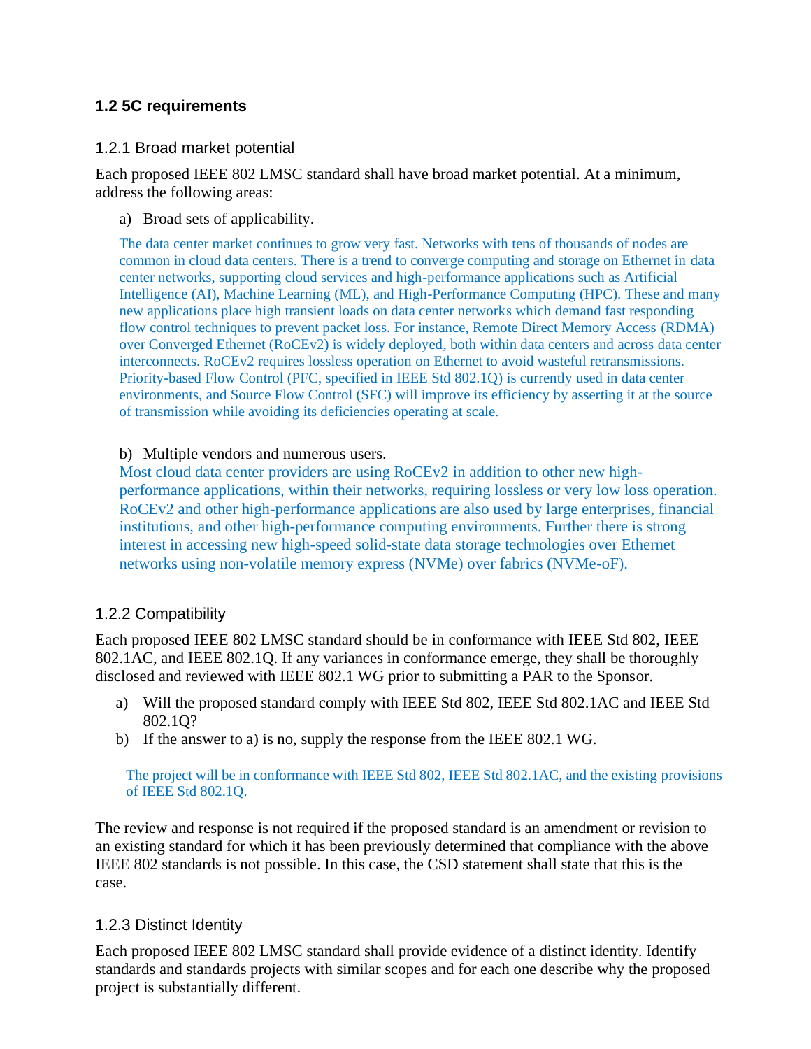### 1.2 5C requirements

#### 1.2.1 Broad market potential

Each proposed IEEE 802 LMSC standard shall have broad market potential. At a minimum, address the following areas:

a) Broad sets of applicability.

The data center market continues to grow very fast. Networks with tens of thousands of nodes are common in cloud data centers. There is a trend to converge computing and storage on Ethernet in data center networks, supporting cloud services and high-performance applications such as Artificial Intelligence (AI), Machine Learning (ML), and High-Performance Computing (HPC). These and many new applications place high transient loads on data center networks which demand fast responding flow control techniques to prevent packet loss. For instance, Remote Direct Memory Access (RDMA) over Converged Ethernet (RoCEv2) is widely deployed, both within data centers and across data center interconnects. RoCEv2 requires lossless operation on Ethernet to avoid wasteful retransmissions. Priority-based Flow Control (PFC, specified in IEEE Std 802.1Q) is currently used in data center environments, and Source Flow Control (SFC) will improve its efficiency by asserting it at the source of transmission while avoiding its deficiencies operating at scale.

b) Multiple vendors and numerous users.

Most cloud data center providers are using RoCEv2 in addition to other new high-performance applications, within their networks, requiring lossless or very low loss operation. RoCEv2 and other high-performance applications are also used by large enterprises, financial institutions, and other high-performance computing environments. Further there is strong interest in accessing new high-speed solid-state data storage technologies over Ethernet networks using non-volatile memory express (NVMe) over fabrics (NVMe-oF).

#### 1.2.2 Compatibility

Each proposed IEEE 802 LMSC standard should be in conformance with IEEE Std 802, IEEE 802.1AC, and IEEE 802.1Q. If any variances in conformance emerge, they shall be thoroughly disclosed and reviewed with IEEE 802.1 WG prior to submitting a PAR to the Sponsor.

a) Will the proposed standard comply with IEEE Std 802, IEEE Std 802.1AC and IEEE Std 802.1Q?
b) If the answer to a) is no, supply the response from the IEEE 802.1 WG.

The project will be in conformance with IEEE Std 802, IEEE Std 802.1AC, and the existing provisions of IEEE Std 802.1Q.

The review and response is not required if the proposed standard is an amendment or revision to an existing standard for which it has been previously determined that compliance with the above IEEE 802 standards is not possible. In this case, the CSD statement shall state that this is the case.

#### 1.2.3 Distinct Identity

Each proposed IEEE 802 LMSC standard shall provide evidence of a distinct identity. Identify standards and standards projects with similar scopes and for each one describe why the proposed project is substantially different.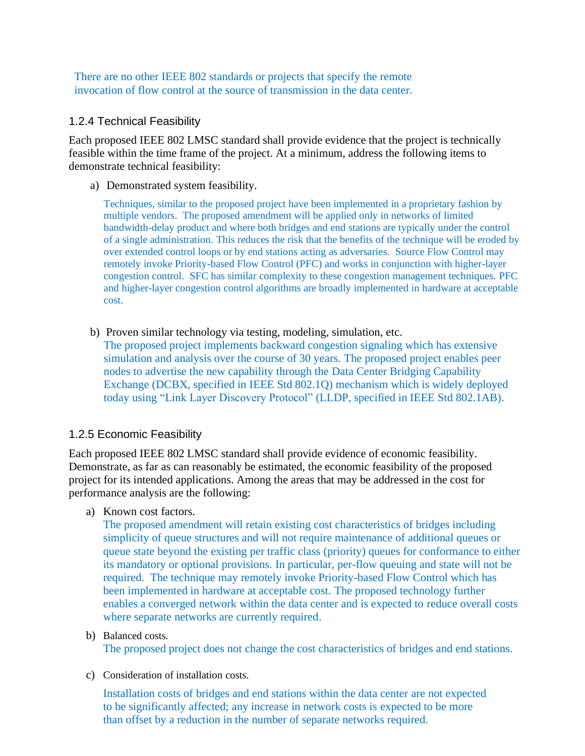There are no other IEEE 802 standards or projects that specify the remote invocation of flow control at the source of transmission in the data center.

### 1.2.4 Technical Feasibility

Each proposed IEEE 802 LMSC standard shall provide evidence that the project is technically feasible within the time frame of the project. At a minimum, address the following items to demonstrate technical feasibility:

a) Demonstrated system feasibility.

Techniques, similar to the proposed project have been implemented in a proprietary fashion by multiple vendors. The proposed amendment will be applied only in networks of limited bandwidth-delay product and where both bridges and end stations are typically under the control of a single administration. This reduces the risk that the benefits of the technique will be eroded by over extended control loops or by end stations acting as adversaries. Source Flow Control may remotely invoke Priority-based Flow Control (PFC) and works in conjunction with higher-layer congestion control. SFC has similar complexity to these congestion management techniques. PFC and higher-layer congestion control algorithms are broadly implemented in hardware at acceptable cost.

b) Proven similar technology via testing, modeling, simulation, etc.

The proposed project implements backward congestion signaling which has extensive simulation and analysis over the course of 30 years. The proposed project enables peer nodes to advertise the new capability through the Data Center Bridging Capability Exchange (DCBX, specified in IEEE Std 802.1Q) mechanism which is widely deployed today using "Link Layer Discovery Protocol" (LLDP, specified in IEEE Std 802.1AB).

### 1.2.5 Economic Feasibility

Each proposed IEEE 802 LMSC standard shall provide evidence of economic feasibility. Demonstrate, as far as can reasonably be estimated, the economic feasibility of the proposed project for its intended applications. Among the areas that may be addressed in the cost for performance analysis are the following:

a) Known cost factors.

The proposed amendment will retain existing cost characteristics of bridges including simplicity of queue structures and will not require maintenance of additional queues or queue state beyond the existing per traffic class (priority) queues for conformance to either its mandatory or optional provisions. In particular, per-flow queuing and state will not be required. The technique may remotely invoke Priority-based Flow Control which has been implemented in hardware at acceptable cost. The proposed technology further enables a converged network within the data center and is expected to reduce overall costs where separate networks are currently required.

b) Balanced costs.

The proposed project does not change the cost characteristics of bridges and end stations.

c) Consideration of installation costs.

Installation costs of bridges and end stations within the data center are not expected to be significantly affected; any increase in network costs is expected to be more than offset by a reduction in the number of separate networks required.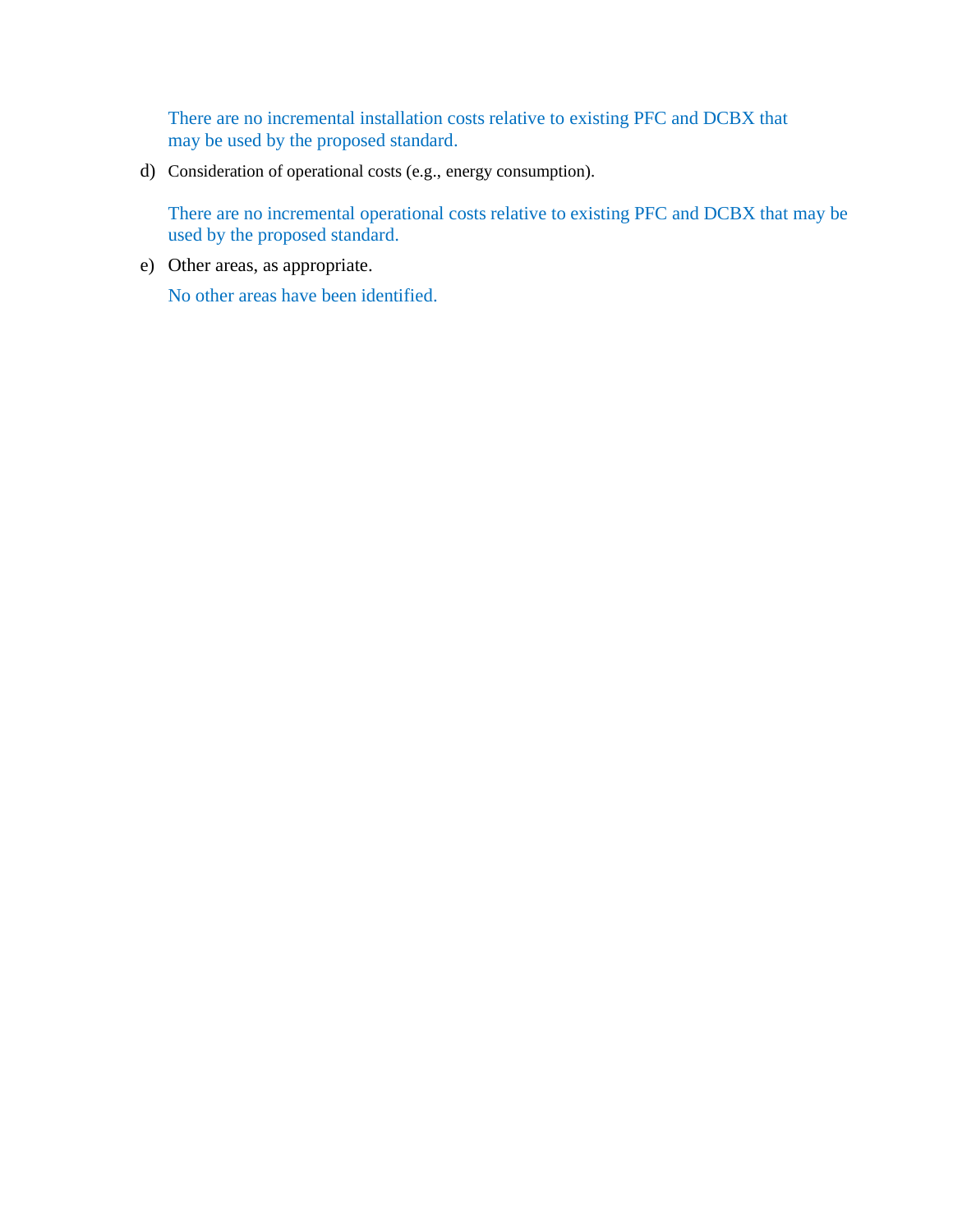There are no incremental installation costs relative to existing PFC and DCBX that may be used by the proposed standard.

d) Consideration of operational costs (e.g., energy consumption).

   There are no incremental operational costs relative to existing PFC and DCBX that may be used by the proposed standard.

e) Other areas, as appropriate.

   No other areas have been identified.